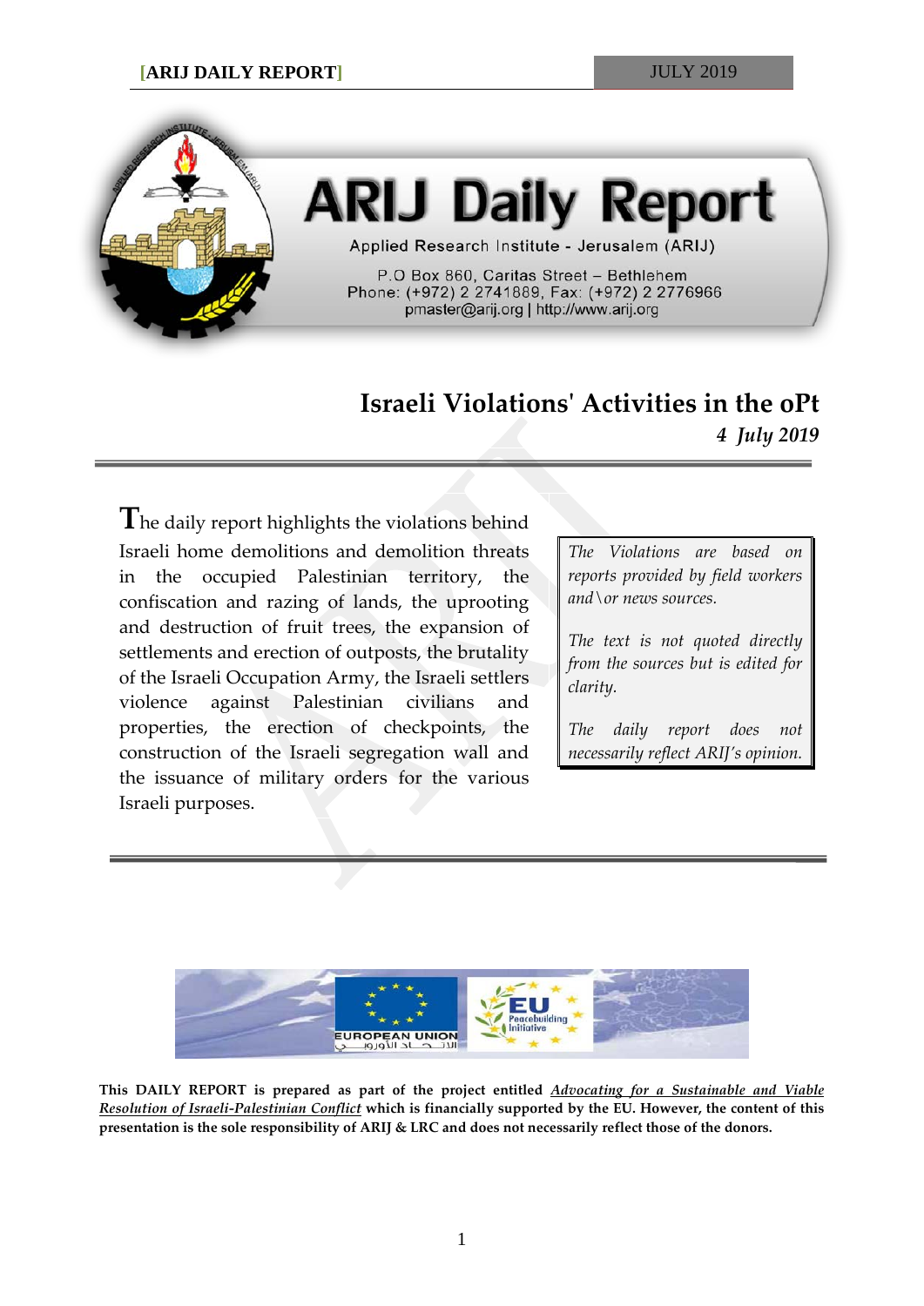# ARIJ Daily Report

Applied Research Institute - Jerusalem (ARIJ)

P.O Box 860, Caritas Street – Bethlehem
Phone: (+972) 2 2741889, Fax: (+972) 2 2776966
pmaster@arij.org | http://www.arij.org

## Israeli Violations' Activities in the oPt

*4 July 2019*

The daily report highlights the violations behind Israeli home demolitions and demolition threats in the occupied Palestinian territory, the confiscation and razing of lands, the uprooting and destruction of fruit trees, the expansion of settlements and erection of outposts, the brutality of the Israeli Occupation Army, the Israeli settlers violence against Palestinian civilians and properties, the erection of checkpoints, the construction of the Israeli segregation wall and the issuance of military orders for the various Israeli purposes.

*The Violations are based on reports provided by field workers and\or news sources.*

*The text is not quoted directly from the sources but is edited for clarity.*

*The daily report does not necessarily reflect ARIJ's opinion.*

EUROPEAN UNION

EU Peacebuilding Initiative

**This DAILY REPORT is prepared as part of the project entitled *Advocating for a Sustainable and Viable Resolution of Israeli-Palestinian Conflict* which is financially supported by the EU. However, the content of this presentation is the sole responsibility of ARIJ & LRC and does not necessarily reflect those of the donors.**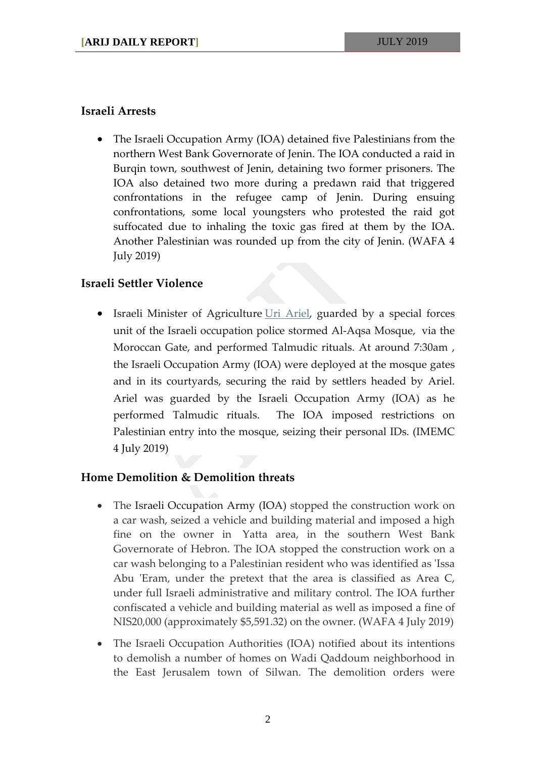## Israeli Arrests

- The Israeli Occupation Army (IOA) detained five Palestinians from the northern West Bank Governorate of Jenin. The IOA conducted a raid in Burqin town, southwest of Jenin, detaining two former prisoners. The IOA also detained two more during a predawn raid that triggered confrontations in the refugee camp of Jenin. During ensuing confrontations, some local youngsters who protested the raid got suffocated due to inhaling the toxic gas fired at them by the IOA. Another Palestinian was rounded up from the city of Jenin. (WAFA 4 July 2019)

## Israeli Settler Violence

- Israeli Minister of Agriculture Uri Ariel, guarded by a special forces unit of the Israeli occupation police stormed Al-Aqsa Mosque, via the Moroccan Gate, and performed Talmudic rituals. At around 7:30am , the Israeli Occupation Army (IOA) were deployed at the mosque gates and in its courtyards, securing the raid by settlers headed by Ariel. Ariel was guarded by the Israeli Occupation Army (IOA) as he performed Talmudic rituals. The IOA imposed restrictions on Palestinian entry into the mosque, seizing their personal IDs. (IMEMC 4 July 2019)

## Home Demolition & Demolition threats

- The Israeli Occupation Army (IOA) stopped the construction work on a car wash, seized a vehicle and building material and imposed a high fine on the owner in Yatta area, in the southern West Bank Governorate of Hebron. The IOA stopped the construction work on a car wash belonging to a Palestinian resident who was identified as 'Issa Abu 'Eram, under the pretext that the area is classified as Area C, under full Israeli administrative and military control. The IOA further confiscated a vehicle and building material as well as imposed a fine of NIS20,000 (approximately $5,591.32) on the owner. (WAFA 4 July 2019)
- The Israeli Occupation Authorities (IOA) notified about its intentions to demolish a number of homes on Wadi Qaddoum neighborhood in the East Jerusalem town of Silwan. The demolition orders were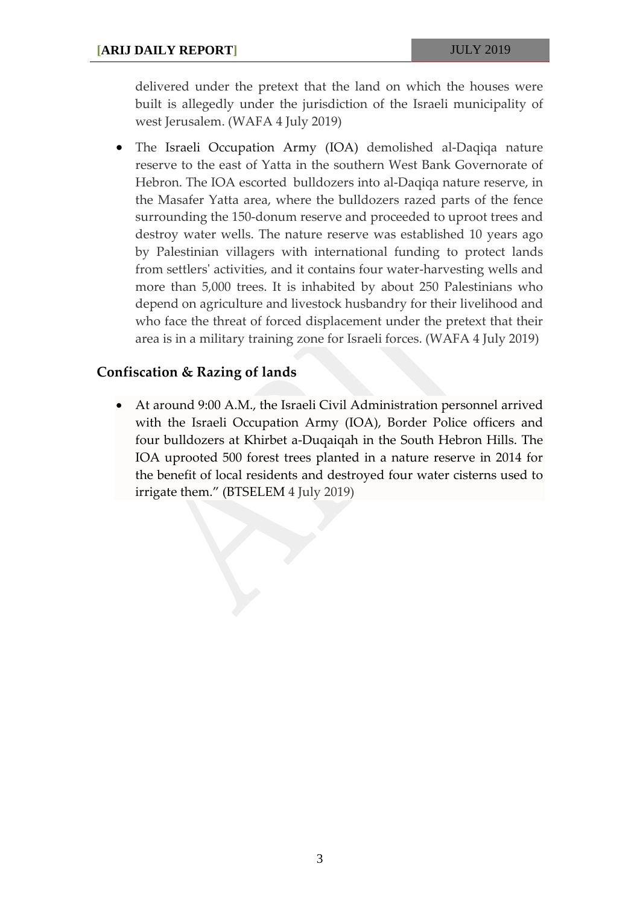delivered under the pretext that the land on which the houses were built is allegedly under the jurisdiction of the Israeli municipality of west Jerusalem. (WAFA 4 July 2019)

- The Israeli Occupation Army (IOA) demolished al-Daqiqa nature reserve to the east of Yatta in the southern West Bank Governorate of Hebron. The IOA escorted bulldozers into al-Daqiqa nature reserve, in the Masafer Yatta area, where the bulldozers razed parts of the fence surrounding the 150-donum reserve and proceeded to uproot trees and destroy water wells. The nature reserve was established 10 years ago by Palestinian villagers with international funding to protect lands from settlers' activities, and it contains four water-harvesting wells and more than 5,000 trees. It is inhabited by about 250 Palestinians who depend on agriculture and livestock husbandry for their livelihood and who face the threat of forced displacement under the pretext that their area is in a military training zone for Israeli forces. (WAFA 4 July 2019)

## Confiscation & Razing of lands

- At around 9:00 A.M., the Israeli Civil Administration personnel arrived with the Israeli Occupation Army (IOA), Border Police officers and four bulldozers at Khirbet a-Duqaiqah in the South Hebron Hills. The IOA uprooted 500 forest trees planted in a nature reserve in 2014 for the benefit of local residents and destroyed four water cisterns used to irrigate them." (BTSELEM 4 July 2019)